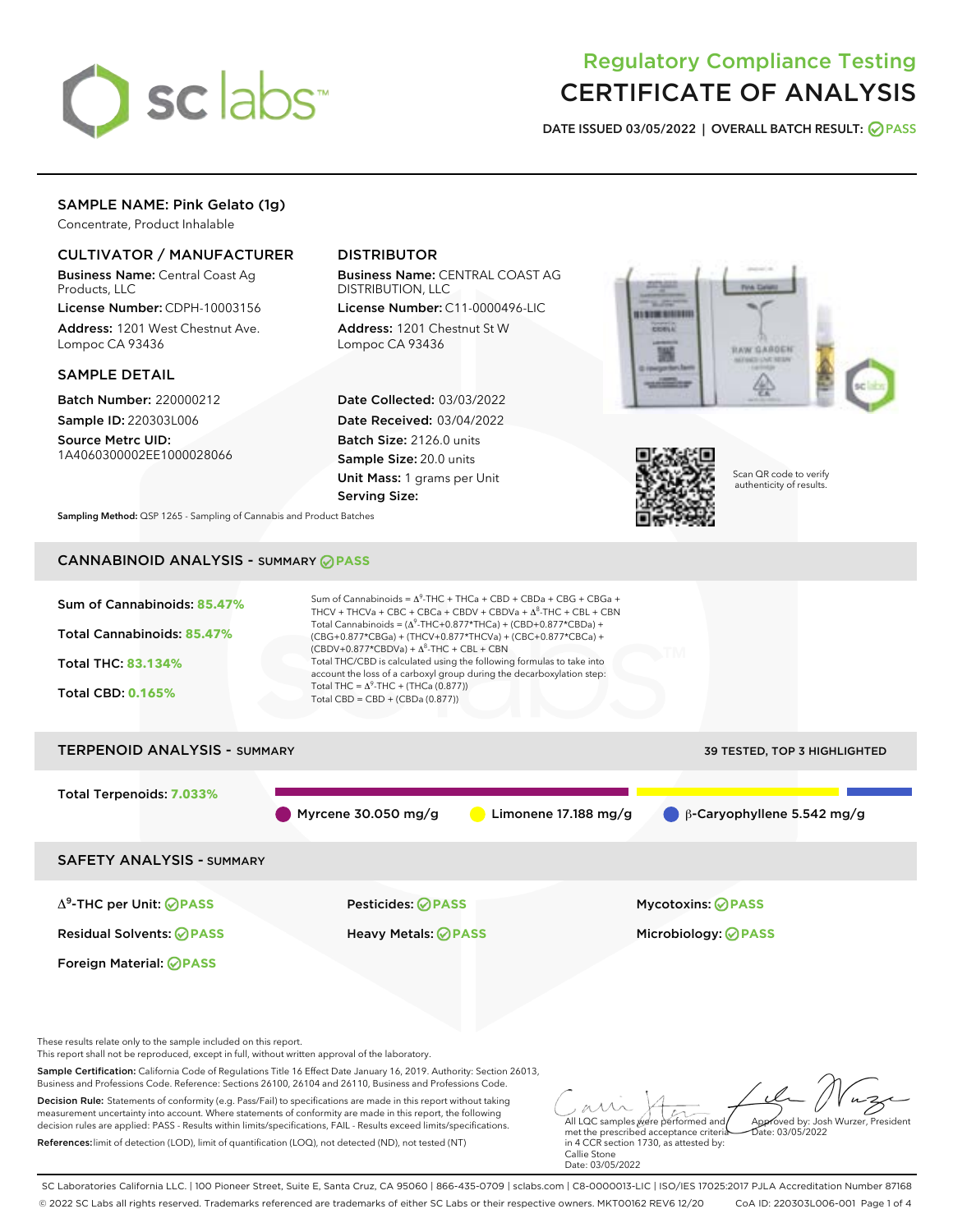# Regulatory Compliance Testing
# CERTIFICATE OF ANALYSIS

**DATE ISSUED 03/05/2022 | OVERALL BATCH RESULT: PASS**

## SAMPLE NAME: Pink Gelato (1g)

Concentrate, Product Inhalable

### CULTIVATOR / MANUFACTURER

**Business Name:** Central Coast Ag Products, LLC
**License Number:** CDPH-10003156
**Address:** 1201 West Chestnut Ave. Lompoc CA 93436

### DISTRIBUTOR

**Business Name:** CENTRAL COAST AG DISTRIBUTION, LLC
**License Number:** C11-0000496-LIC
**Address:** 1201 Chestnut St W Lompoc CA 93436

### SAMPLE DETAIL

**Batch Number:** 220000212
**Sample ID:** 220303L006
**Source Metrc UID:** 1A4060300002EE1000028066

**Date Collected:** 03/03/2022
**Date Received:** 03/04/2022
**Batch Size:** 2126.0 units
**Sample Size:** 20.0 units
**Unit Mass:** 1 grams per Unit
**Serving Size:**

Scan QR code to verify authenticity of results.

**Sampling Method:** QSP 1265 - Sampling of Cannabis and Product Batches

## CANNABINOID ANALYSIS - SUMMARY PASS

**Sum of Cannabinoids:** 85.47%
**Total Cannabinoids:** 85.47%
**Total THC:** 83.134%
**Total CBD:** 0.165%

Sum of Cannabinoids = $\Delta^9$-THC + THCa + CBD + CBDa + CBG + CBGa + THCV + THCVa + CBC + CBCa + CBDV + CBDVa + $\Delta^8$-THC + CBL + CBN
Total Cannabinoids = ($\Delta^9$-THC+0.877*THCa) + (CBD+0.877*CBDa) + (CBG+0.877*CBGa) + (THCV+0.877*THCVa) + (CBC+0.877*CBCa) + (CBDV+0.877*CBDVa) + $\Delta^8$-THC + CBL + CBN
Total THC/CBD is calculated using the following formulas to take into account the loss of a carboxyl group during the decarboxylation step:
Total THC = $\Delta^9$-THC + (THCa (0.877))
Total CBD = CBD + (CBDa (0.877))

## TERPENOID ANALYSIS - SUMMARY

39 TESTED, TOP 3 HIGHLIGHTED

**Total Terpenoids:** 7.033%

Myrcene 30.050 mg/g | Limonene 17.188 mg/g | β-Caryophyllene 5.542 mg/g

## SAFETY ANALYSIS - SUMMARY

| | | |
|---|---|---|
| $\Delta^9$-THC per Unit: PASS | Pesticides: PASS | Mycotoxins: PASS |
| Residual Solvents: PASS | Heavy Metals: PASS | Microbiology: PASS |
| Foreign Material: PASS | | |

These results relate only to the sample included on this report.
This report shall not be reproduced, except in full, without written approval of the laboratory.

**Sample Certification:** California Code of Regulations Title 16 Effect Date January 16, 2019. Authority: Section 26013, Business and Professions Code. Reference: Sections 26100, 26104 and 26110, Business and Professions Code.

**Decision Rule:** Statements of conformity (e.g. Pass/Fail) to specifications are made in this report without taking measurement uncertainty into account. Where statements of conformity are made in this report, the following decision rules are applied: PASS - Results within limits/specifications, FAIL - Results exceed limits/specifications.

**References:** limit of detection (LOD), limit of quantification (LOQ), not detected (ND), not tested (NT)

All LQC samples were performed and met the prescribed acceptance criteria in 4 CCR section 1730, as attested by: Callie Stone
Date: 03/05/2022

Approved by: Josh Wurzer, President
Date: 03/05/2022

SC Laboratories California LLC. | 100 Pioneer Street, Suite E, Santa Cruz, CA 95060 | 866-435-0709 | sclabs.com | C8-0000013-LIC | ISO/IES 17025:2017 PJLA Accreditation Number 87168
© 2022 SC Labs all rights reserved. Trademarks referenced are trademarks of either SC Labs or their respective owners. MKT00162 REV6 12/20 CoA ID: 220303L006-001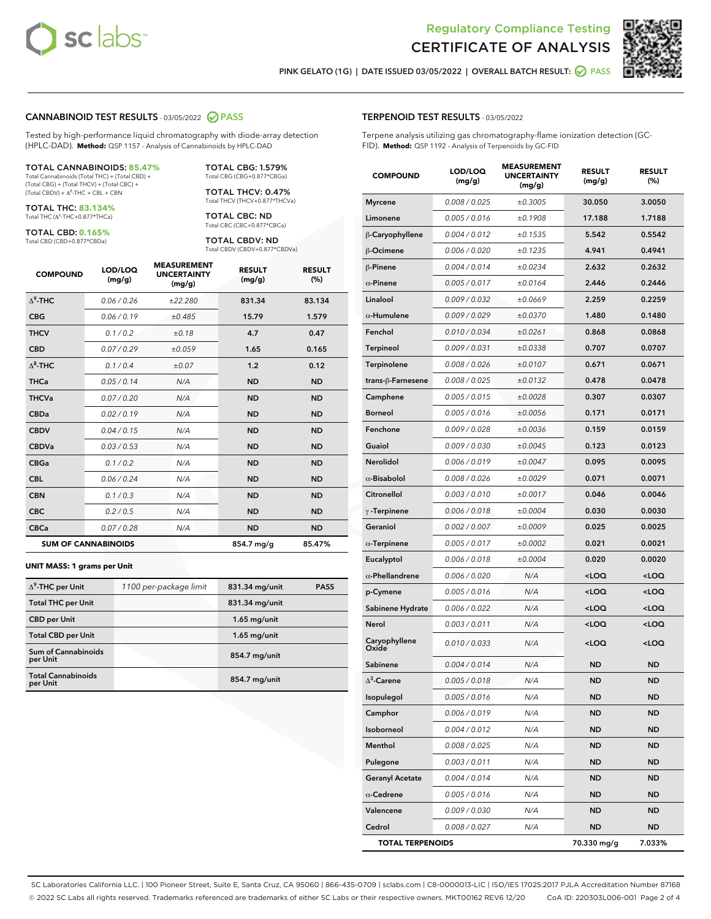Regulatory Compliance Testing

# CERTIFICATE OF ANALYSIS

PINK GELATO (1G) | DATE ISSUED 03/05/2022 | OVERALL BATCH RESULT: PASS

## CANNABINOID TEST RESULTS - 03/05/2022 PASS

Tested by high-performance liquid chromatography with diode-array detection (HPLC-DAD). **Method:** QSP 1157 - Analysis of Cannabinoids by HPLC-DAD

**TOTAL CANNABINOIDS: 85.47%**
Total Cannabinoids (Total THC) + (Total CBD) + (Total CBG) + (Total THCV) + (Total CBC) + (Total CBDV) + $\Delta^8$-THC + CBL + CBN

**TOTAL THC: 83.134%**
Total THC ($\Delta^9$-THC+0.877*THCa)

**TOTAL CBD: 0.165%**
Total CBD (CBD+0.877*CBDa)

**TOTAL CBG: 1.579%**
Total CBG (CBG+0.877*CBGa)

**TOTAL THCV: 0.47%**
Total THCV (THCV+0.877*THCVa)

**TOTAL CBC: ND**
Total CBC (CBC+0.877*CBCa)

**TOTAL CBDV: ND**
Total CBDV (CBDV+0.877*CBDVa)

| COMPOUND | LOD/LOQ (mg/g) | MEASUREMENT UNCERTAINTY (mg/g) | RESULT (mg/g) | RESULT (%) |
|---|---|---|---|---|
| $\Delta^9$-THC | 0.06 / 0.26 | ±22.280 | 831.34 | 83.134 |
| CBG | 0.06 / 0.19 | ±0.485 | 15.79 | 1.579 |
| THCV | 0.1 / 0.2 | ±0.18 | 4.7 | 0.47 |
| CBD | 0.07 / 0.29 | ±0.059 | 1.65 | 0.165 |
| $\Delta^8$-THC | 0.1 / 0.4 | ±0.07 | 1.2 | 0.12 |
| THCa | 0.05 / 0.14 | N/A | ND | ND |
| THCVa | 0.07 / 0.20 | N/A | ND | ND |
| CBDa | 0.02 / 0.19 | N/A | ND | ND |
| CBDV | 0.04 / 0.15 | N/A | ND | ND |
| CBDVa | 0.03 / 0.53 | N/A | ND | ND |
| CBGa | 0.1 / 0.2 | N/A | ND | ND |
| CBL | 0.06 / 0.24 | N/A | ND | ND |
| CBN | 0.1 / 0.3 | N/A | ND | ND |
| CBC | 0.2 / 0.5 | N/A | ND | ND |
| CBCa | 0.07 / 0.28 | N/A | ND | ND |
| **SUM OF CANNABINOIDS** | | | 854.7 mg/g | 85.47% |

**UNIT MASS: 1 grams per Unit**

| | | | |
|---|---|---|---|
| $\Delta^9$-THC per Unit | 1100 per-package limit | 831.34 mg/unit | PASS |
| Total THC per Unit | | 831.34 mg/unit | |
| CBD per Unit | | 1.65 mg/unit | |
| Total CBD per Unit | | 1.65 mg/unit | |
| Sum of Cannabinoids per Unit | | 854.7 mg/unit | |
| Total Cannabinoids per Unit | | 854.7 mg/unit | |

## TERPENOID TEST RESULTS - 03/05/2022

Terpene analysis utilizing gas chromatography-flame ionization detection (GC-FID). **Method:** QSP 1192 - Analysis of Terpenoids by GC-FID

| COMPOUND | LOD/LOQ (mg/g) | MEASUREMENT UNCERTAINTY (mg/g) | RESULT (mg/g) | RESULT (%) |
|---|---|---|---|---|
| Myrcene | 0.008 / 0.025 | ±0.3005 | 30.050 | 3.0050 |
| Limonene | 0.005 / 0.016 | ±0.1908 | 17.188 | 1.7188 |
| β-Caryophyllene | 0.004 / 0.012 | ±0.1535 | 5.542 | 0.5542 |
| β-Ocimene | 0.006 / 0.020 | ±0.1235 | 4.941 | 0.4941 |
| β-Pinene | 0.004 / 0.014 | ±0.0234 | 2.632 | 0.2632 |
| α-Pinene | 0.005 / 0.017 | ±0.0164 | 2.446 | 0.2446 |
| Linalool | 0.009 / 0.032 | ±0.0669 | 2.259 | 0.2259 |
| α-Humulene | 0.009 / 0.029 | ±0.0370 | 1.480 | 0.1480 |
| Fenchol | 0.010 / 0.034 | ±0.0261 | 0.868 | 0.0868 |
| Terpineol | 0.009 / 0.031 | ±0.0338 | 0.707 | 0.0707 |
| Terpinolene | 0.008 / 0.026 | ±0.0107 | 0.671 | 0.0671 |
| trans-β-Farnesene | 0.008 / 0.025 | ±0.0132 | 0.478 | 0.0478 |
| Camphene | 0.005 / 0.015 | ±0.0028 | 0.307 | 0.0307 |
| Borneol | 0.005 / 0.016 | ±0.0056 | 0.171 | 0.0171 |
| Fenchone | 0.009 / 0.028 | ±0.0036 | 0.159 | 0.0159 |
| Guaiol | 0.009 / 0.030 | ±0.0045 | 0.123 | 0.0123 |
| Nerolidol | 0.006 / 0.019 | ±0.0047 | 0.095 | 0.0095 |
| α-Bisabolol | 0.008 / 0.026 | ±0.0029 | 0.071 | 0.0071 |
| Citronellol | 0.003 / 0.010 | ±0.0017 | 0.046 | 0.0046 |
| γ-Terpinene | 0.006 / 0.018 | ±0.0004 | 0.030 | 0.0030 |
| Geraniol | 0.002 / 0.007 | ±0.0009 | 0.025 | 0.0025 |
| α-Terpinene | 0.005 / 0.017 | ±0.0002 | 0.021 | 0.0021 |
| Eucalyptol | 0.006 / 0.018 | ±0.0004 | 0.020 | 0.0020 |
| α-Phellandrene | 0.006 / 0.020 | N/A | <LOQ | <LOQ |
| p-Cymene | 0.005 / 0.016 | N/A | <LOQ | <LOQ |
| Sabinene Hydrate | 0.006 / 0.022 | N/A | <LOQ | <LOQ |
| Nerol | 0.003 / 0.011 | N/A | <LOQ | <LOQ |
| Caryophyllene Oxide | 0.010 / 0.033 | N/A | <LOQ | <LOQ |
| Sabinene | 0.004 / 0.014 | N/A | ND | ND |
| $\Delta^3$-Carene | 0.005 / 0.018 | N/A | ND | ND |
| Isopulegol | 0.005 / 0.016 | N/A | ND | ND |
| Camphor | 0.006 / 0.019 | N/A | ND | ND |
| Isoborneol | 0.004 / 0.012 | N/A | ND | ND |
| Menthol | 0.008 / 0.025 | N/A | ND | ND |
| Pulegone | 0.003 / 0.011 | N/A | ND | ND |
| Geranyl Acetate | 0.004 / 0.014 | N/A | ND | ND |
| α-Cedrene | 0.005 / 0.016 | N/A | ND | ND |
| Valencene | 0.009 / 0.030 | N/A | ND | ND |
| Cedrol | 0.008 / 0.027 | N/A | ND | ND |
| **TOTAL TERPENOIDS** | | | 70.330 mg/g | 7.033% |

SC Laboratories California LLC. | 100 Pioneer Street, Suite E, Santa Cruz, CA 95060 | 866-435-0709 | sclabs.com | C8-0000013-LIC | ISO/IES 17025:2017 PJLA Accreditation Number 87168
© 2022 SC Labs all rights reserved. Trademarks referenced are trademarks of either SC Labs or their respective owners. MKT00162 REV6 12/20 CoA ID: 220303L006-001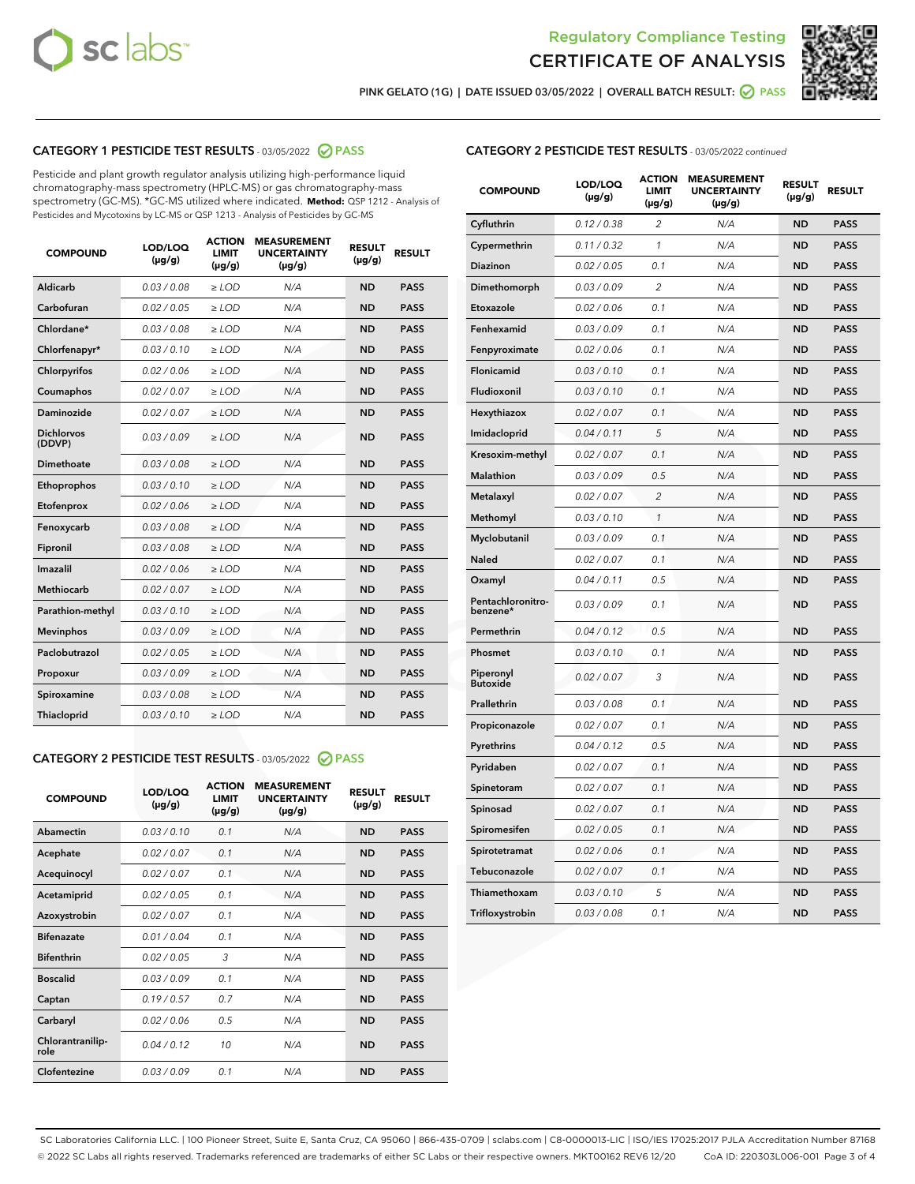# Regulatory Compliance Testing
# CERTIFICATE OF ANALYSIS

PINK GELATO (1G) | DATE ISSUED 03/05/2022 | OVERALL BATCH RESULT: PASS

## CATEGORY 1 PESTICIDE TEST RESULTS - 03/05/2022 PASS

Pesticide and plant growth regulator analysis utilizing high-performance liquid chromatography-mass spectrometry (HPLC-MS) or gas chromatography-mass spectrometry (GC-MS). *GC-MS utilized where indicated. **Method:** QSP 1212 - Analysis of Pesticides and Mycotoxins by LC-MS or QSP 1213 - Analysis of Pesticides by GC-MS

| COMPOUND | LOD/LOQ (µg/g) | ACTION LIMIT (µg/g) | MEASUREMENT UNCERTAINTY (µg/g) | RESULT (µg/g) | RESULT |
|---|---|---|---|---|---|
| Aldicarb | 0.03 / 0.08 | ≥ LOD | N/A | ND | PASS |
| Carbofuran | 0.02 / 0.05 | ≥ LOD | N/A | ND | PASS |
| Chlordane* | 0.03 / 0.08 | ≥ LOD | N/A | ND | PASS |
| Chlorfenapyr* | 0.03 / 0.10 | ≥ LOD | N/A | ND | PASS |
| Chlorpyrifos | 0.02 / 0.06 | ≥ LOD | N/A | ND | PASS |
| Coumaphos | 0.02 / 0.07 | ≥ LOD | N/A | ND | PASS |
| Daminozide | 0.02 / 0.07 | ≥ LOD | N/A | ND | PASS |
| Dichlorvos (DDVP) | 0.03 / 0.09 | ≥ LOD | N/A | ND | PASS |
| Dimethoate | 0.03 / 0.08 | ≥ LOD | N/A | ND | PASS |
| Ethoprophos | 0.03 / 0.10 | ≥ LOD | N/A | ND | PASS |
| Etofenprox | 0.02 / 0.06 | ≥ LOD | N/A | ND | PASS |
| Fenoxycarb | 0.03 / 0.08 | ≥ LOD | N/A | ND | PASS |
| Fipronil | 0.03 / 0.08 | ≥ LOD | N/A | ND | PASS |
| Imazalil | 0.02 / 0.06 | ≥ LOD | N/A | ND | PASS |
| Methiocarb | 0.02 / 0.07 | ≥ LOD | N/A | ND | PASS |
| Parathion-methyl | 0.03 / 0.10 | ≥ LOD | N/A | ND | PASS |
| Mevinphos | 0.03 / 0.09 | ≥ LOD | N/A | ND | PASS |
| Paclobutrazol | 0.02 / 0.05 | ≥ LOD | N/A | ND | PASS |
| Propoxur | 0.03 / 0.09 | ≥ LOD | N/A | ND | PASS |
| Spiroxamine | 0.03 / 0.08 | ≥ LOD | N/A | ND | PASS |
| Thiacloprid | 0.03 / 0.10 | ≥ LOD | N/A | ND | PASS |

## CATEGORY 2 PESTICIDE TEST RESULTS - 03/05/2022 PASS

| COMPOUND | LOD/LOQ (µg/g) | ACTION LIMIT (µg/g) | MEASUREMENT UNCERTAINTY (µg/g) | RESULT (µg/g) | RESULT |
|---|---|---|---|---|---|
| Abamectin | 0.03 / 0.10 | 0.1 | N/A | ND | PASS |
| Acephate | 0.02 / 0.07 | 0.1 | N/A | ND | PASS |
| Acequinocyl | 0.02 / 0.07 | 0.1 | N/A | ND | PASS |
| Acetamiprid | 0.02 / 0.05 | 0.1 | N/A | ND | PASS |
| Azoxystrobin | 0.02 / 0.07 | 0.1 | N/A | ND | PASS |
| Bifenazate | 0.01 / 0.04 | 0.1 | N/A | ND | PASS |
| Bifenthrin | 0.02 / 0.05 | 3 | N/A | ND | PASS |
| Boscalid | 0.03 / 0.09 | 0.1 | N/A | ND | PASS |
| Captan | 0.19 / 0.57 | 0.7 | N/A | ND | PASS |
| Carbaryl | 0.02 / 0.06 | 0.5 | N/A | ND | PASS |
| Chlorantraniliprole | 0.04 / 0.12 | 10 | N/A | ND | PASS |
| Clofentezine | 0.03 / 0.09 | 0.1 | N/A | ND | PASS |
| Cyfluthrin | 0.12 / 0.38 | 2 | N/A | ND | PASS |
| Cypermethrin | 0.11 / 0.32 | 1 | N/A | ND | PASS |
| Diazinon | 0.02 / 0.05 | 0.1 | N/A | ND | PASS |
| Dimethomorph | 0.03 / 0.09 | 2 | N/A | ND | PASS |
| Etoxazole | 0.02 / 0.06 | 0.1 | N/A | ND | PASS |
| Fenhexamid | 0.03 / 0.09 | 0.1 | N/A | ND | PASS |
| Fenpyroximate | 0.02 / 0.06 | 0.1 | N/A | ND | PASS |
| Flonicamid | 0.03 / 0.10 | 0.1 | N/A | ND | PASS |
| Fludioxonil | 0.03 / 0.10 | 0.1 | N/A | ND | PASS |
| Hexythiazox | 0.02 / 0.07 | 0.1 | N/A | ND | PASS |
| Imidacloprid | 0.04 / 0.11 | 5 | N/A | ND | PASS |
| Kresoxim-methyl | 0.02 / 0.07 | 0.1 | N/A | ND | PASS |
| Malathion | 0.03 / 0.09 | 0.5 | N/A | ND | PASS |
| Metalaxyl | 0.02 / 0.07 | 2 | N/A | ND | PASS |
| Methomyl | 0.03 / 0.10 | 1 | N/A | ND | PASS |
| Myclobutanil | 0.03 / 0.09 | 0.1 | N/A | ND | PASS |
| Naled | 0.02 / 0.07 | 0.1 | N/A | ND | PASS |
| Oxamyl | 0.04 / 0.11 | 0.5 | N/A | ND | PASS |
| Pentachloronitrobenzene* | 0.03 / 0.09 | 0.1 | N/A | ND | PASS |
| Permethrin | 0.04 / 0.12 | 0.5 | N/A | ND | PASS |
| Phosmet | 0.03 / 0.10 | 0.1 | N/A | ND | PASS |
| Piperonyl Butoxide | 0.02 / 0.07 | 3 | N/A | ND | PASS |
| Prallethrin | 0.03 / 0.08 | 0.1 | N/A | ND | PASS |
| Propiconazole | 0.02 / 0.07 | 0.1 | N/A | ND | PASS |
| Pyrethrins | 0.04 / 0.12 | 0.5 | N/A | ND | PASS |
| Pyridaben | 0.02 / 0.07 | 0.1 | N/A | ND | PASS |
| Spinetoram | 0.02 / 0.07 | 0.1 | N/A | ND | PASS |
| Spinosad | 0.02 / 0.07 | 0.1 | N/A | ND | PASS |
| Spiromesifen | 0.02 / 0.05 | 0.1 | N/A | ND | PASS |
| Spirotetramat | 0.02 / 0.06 | 0.1 | N/A | ND | PASS |
| Tebuconazole | 0.02 / 0.07 | 0.1 | N/A | ND | PASS |
| Thiamethoxam | 0.03 / 0.10 | 5 | N/A | ND | PASS |
| Trifloxystrobin | 0.03 / 0.08 | 0.1 | N/A | ND | PASS |

SC Laboratories California LLC. | 100 Pioneer Street, Suite E, Santa Cruz, CA 95060 | 866-435-0709 | sclabs.com | C8-0000013-LIC | ISO/IES 17025:2017 PJLA Accreditation Number 87168
© 2022 SC Labs all rights reserved. Trademarks referenced are trademarks of either SC Labs or their respective owners. MKT00162 REV6 12/20 CoA ID: 220303L006-001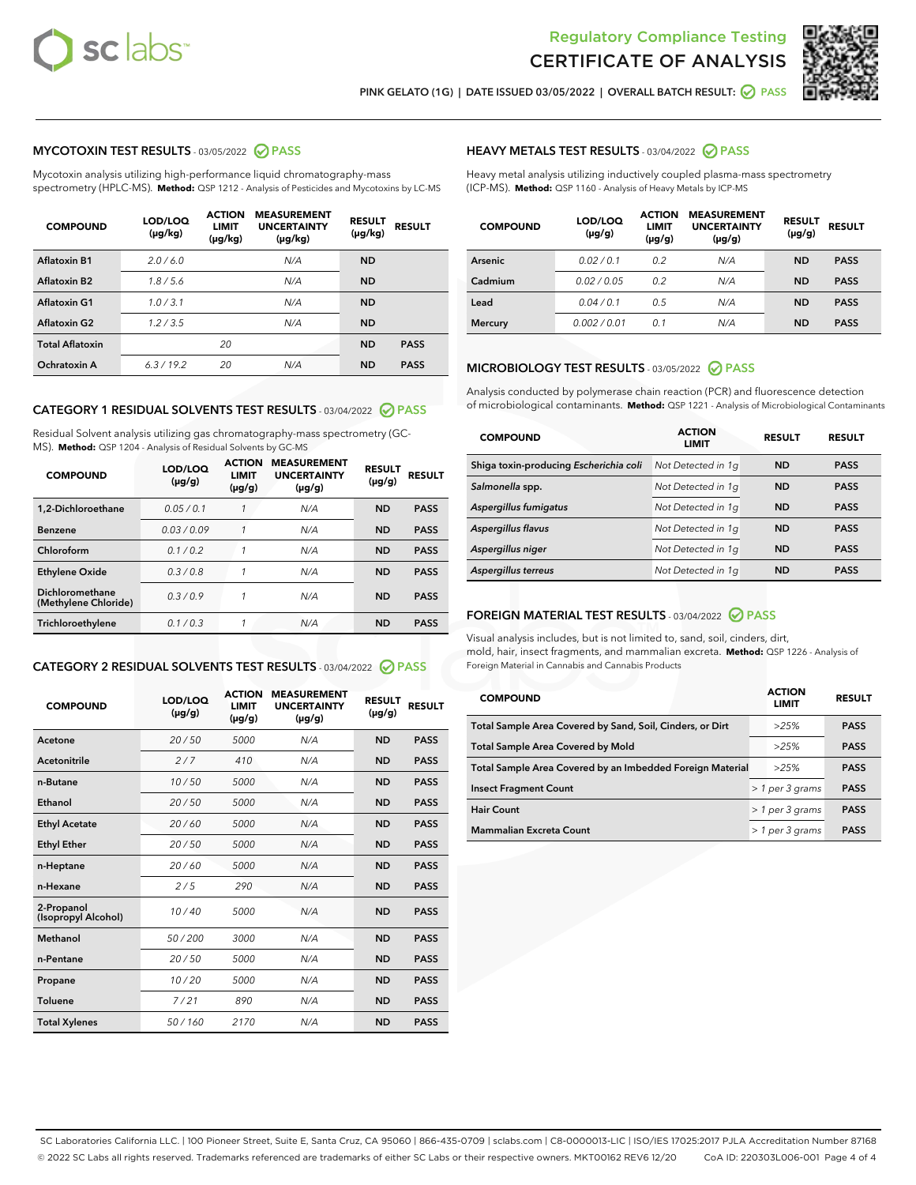Regulatory Compliance Testing

# CERTIFICATE OF ANALYSIS

PINK GELATO (1G) | DATE ISSUED 03/05/2022 | OVERALL BATCH RESULT: PASS

## MYCOTOXIN TEST RESULTS - 03/05/2022 PASS

Mycotoxin analysis utilizing high-performance liquid chromatography-mass spectrometry (HPLC-MS). **Method:** QSP 1212 - Analysis of Pesticides and Mycotoxins by LC-MS

| COMPOUND | LOD/LOQ (µg/kg) | ACTION LIMIT (µg/kg) | MEASUREMENT UNCERTAINTY (µg/kg) | RESULT (µg/kg) | RESULT |
|---|---|---|---|---|---|
| Aflatoxin B1 | 2.0 / 6.0 | | N/A | ND | |
| Aflatoxin B2 | 1.8 / 5.6 | | N/A | ND | |
| Aflatoxin G1 | 1.0 / 3.1 | | N/A | ND | |
| Aflatoxin G2 | 1.2 / 3.5 | | N/A | ND | |
| Total Aflatoxin | | 20 | | ND | PASS |
| Ochratoxin A | 6.3 / 19.2 | 20 | N/A | ND | PASS |

## CATEGORY 1 RESIDUAL SOLVENTS TEST RESULTS - 03/04/2022 PASS

Residual Solvent analysis utilizing gas chromatography-mass spectrometry (GC-MS). **Method:** QSP 1204 - Analysis of Residual Solvents by GC-MS

| COMPOUND | LOD/LOQ (µg/g) | ACTION LIMIT (µg/g) | MEASUREMENT UNCERTAINTY (µg/g) | RESULT (µg/g) | RESULT |
|---|---|---|---|---|---|
| 1,2-Dichloroethane | 0.05 / 0.1 | 1 | N/A | ND | PASS |
| Benzene | 0.03 / 0.09 | 1 | N/A | ND | PASS |
| Chloroform | 0.1 / 0.2 | 1 | N/A | ND | PASS |
| Ethylene Oxide | 0.3 / 0.8 | 1 | N/A | ND | PASS |
| Dichloromethane (Methylene Chloride) | 0.3 / 0.9 | 1 | N/A | ND | PASS |
| Trichloroethylene | 0.1 / 0.3 | 1 | N/A | ND | PASS |

## CATEGORY 2 RESIDUAL SOLVENTS TEST RESULTS - 03/04/2022 PASS

| COMPOUND | LOD/LOQ (µg/g) | ACTION LIMIT (µg/g) | MEASUREMENT UNCERTAINTY (µg/g) | RESULT (µg/g) | RESULT |
|---|---|---|---|---|---|
| Acetone | 20 / 50 | 5000 | N/A | ND | PASS |
| Acetonitrile | 2 / 7 | 410 | N/A | ND | PASS |
| n-Butane | 10 / 50 | 5000 | N/A | ND | PASS |
| Ethanol | 20 / 50 | 5000 | N/A | ND | PASS |
| Ethyl Acetate | 20 / 60 | 5000 | N/A | ND | PASS |
| Ethyl Ether | 20 / 50 | 5000 | N/A | ND | PASS |
| n-Heptane | 20 / 60 | 5000 | N/A | ND | PASS |
| n-Hexane | 2 / 5 | 290 | N/A | ND | PASS |
| 2-Propanol (Isopropyl Alcohol) | 10 / 40 | 5000 | N/A | ND | PASS |
| Methanol | 50 / 200 | 3000 | N/A | ND | PASS |
| n-Pentane | 20 / 50 | 5000 | N/A | ND | PASS |
| Propane | 10 / 20 | 5000 | N/A | ND | PASS |
| Toluene | 7 / 21 | 890 | N/A | ND | PASS |
| Total Xylenes | 50 / 160 | 2170 | N/A | ND | PASS |

## HEAVY METALS TEST RESULTS - 03/04/2022 PASS

Heavy metal analysis utilizing inductively coupled plasma-mass spectrometry (ICP-MS). **Method:** QSP 1160 - Analysis of Heavy Metals by ICP-MS

| COMPOUND | LOD/LOQ (µg/g) | ACTION LIMIT (µg/g) | MEASUREMENT UNCERTAINTY (µg/g) | RESULT (µg/g) | RESULT |
|---|---|---|---|---|---|
| Arsenic | 0.02 / 0.1 | 0.2 | N/A | ND | PASS |
| Cadmium | 0.02 / 0.05 | 0.2 | N/A | ND | PASS |
| Lead | 0.04 / 0.1 | 0.5 | N/A | ND | PASS |
| Mercury | 0.002 / 0.01 | 0.1 | N/A | ND | PASS |

## MICROBIOLOGY TEST RESULTS - 03/05/2022 PASS

Analysis conducted by polymerase chain reaction (PCR) and fluorescence detection of microbiological contaminants. **Method:** QSP 1221 - Analysis of Microbiological Contaminants

| COMPOUND | ACTION LIMIT | RESULT | RESULT |
|---|---|---|---|
| Shiga toxin-producing *Escherichia coli* | Not Detected in 1g | ND | PASS |
| *Salmonella* spp. | Not Detected in 1g | ND | PASS |
| *Aspergillus fumigatus* | Not Detected in 1g | ND | PASS |
| *Aspergillus flavus* | Not Detected in 1g | ND | PASS |
| *Aspergillus niger* | Not Detected in 1g | ND | PASS |
| *Aspergillus terreus* | Not Detected in 1g | ND | PASS |

## FOREIGN MATERIAL TEST RESULTS - 03/04/2022 PASS

Visual analysis includes, but is not limited to, sand, soil, cinders, dirt, mold, hair, insect fragments, and mammalian excreta. **Method:** QSP 1226 - Analysis of Foreign Material in Cannabis and Cannabis Products

| COMPOUND | ACTION LIMIT | RESULT |
|---|---|---|
| Total Sample Area Covered by Sand, Soil, Cinders, or Dirt | >25% | PASS |
| Total Sample Area Covered by Mold | >25% | PASS |
| Total Sample Area Covered by an Imbedded Foreign Material | >25% | PASS |
| Insect Fragment Count | > 1 per 3 grams | PASS |
| Hair Count | > 1 per 3 grams | PASS |
| Mammalian Excreta Count | > 1 per 3 grams | PASS |

SC Laboratories California LLC. | 100 Pioneer Street, Suite E, Santa Cruz, CA 95060 | 866-435-0709 | sclabs.com | C8-0000013-LIC | ISO/IES 17025:2017 PJLA Accreditation Number 87168
© 2022 SC Labs all rights reserved. Trademarks referenced are trademarks of either SC Labs or their respective owners. MKT00162 REV6 12/20 CoA ID: 220303L006-001